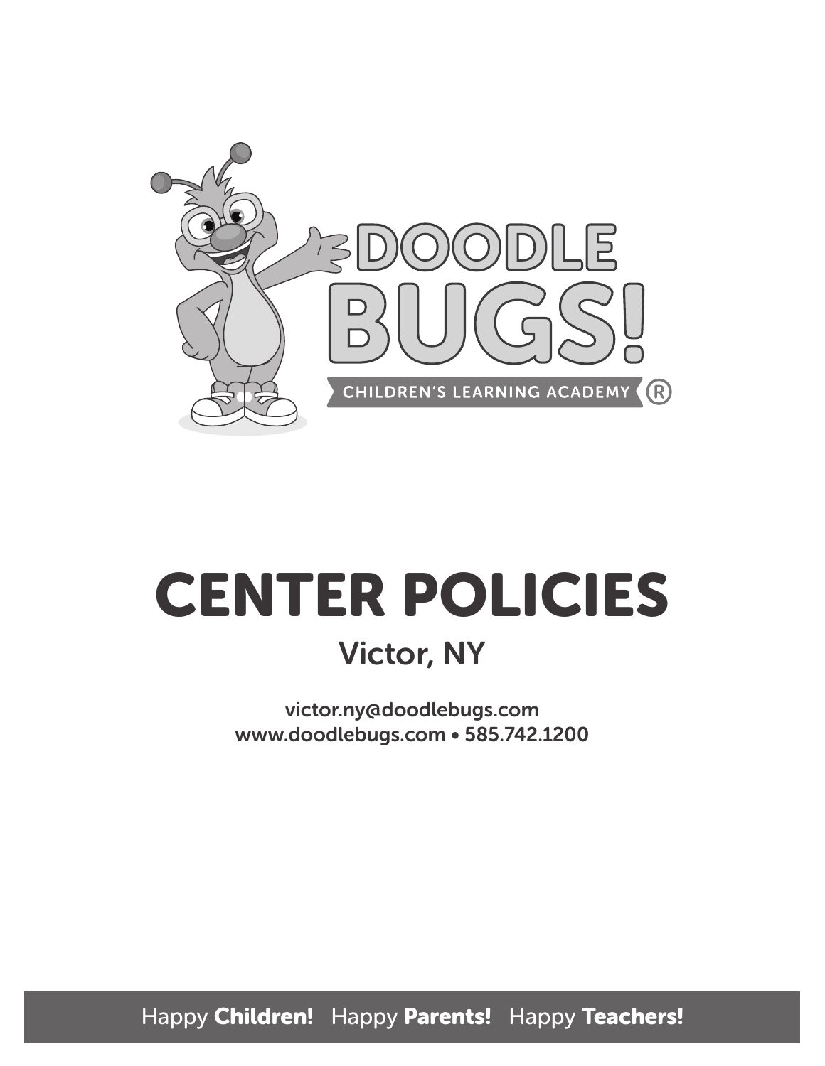DOODLE BUGS!

CHILDREN'S LEARNING ACADEMY ®

# CENTER POLICIES

## Victor, NY

victor.ny@doodlebugs.com
www.doodlebugs.com • 585.742.1200

Happy **Children!** Happy **Parents!** Happy **Teachers!**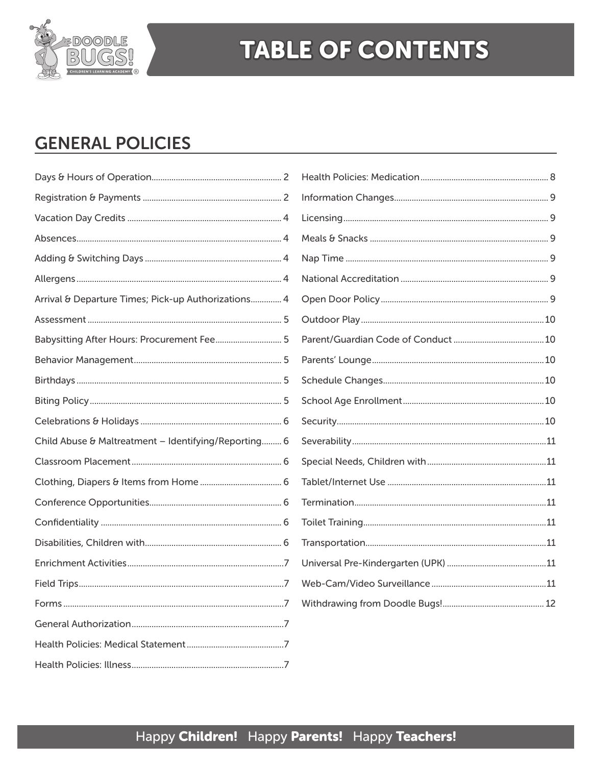# TABLE OF CONTENTS

## GENERAL POLICIES

Days & Hours of Operation.......... 2
Registration & Payments .......... 2
Vacation Day Credits .......... 4
Absences.......... 4
Adding & Switching Days .......... 4
Allergens .......... 4
Arrival & Departure Times; Pick-up Authorizations.......... 4
Assessment .......... 5
Babysitting After Hours: Procurement Fee.......... 5
Behavior Management.......... 5
Birthdays .......... 5
Biting Policy .......... 5
Celebrations & Holidays .......... 6
Child Abuse & Maltreatment – Identifying/Reporting.......... 6
Classroom Placement .......... 6
Clothing, Diapers & Items from Home .......... 6
Conference Opportunities.......... 6
Confidentiality .......... 6
Disabilities, Children with.......... 6
Enrichment Activities.......... 7
Field Trips.......... 7
Forms .......... 7
General Authorization.......... 7
Health Policies: Medical Statement.......... 7
Health Policies: Illness.......... 7
Health Policies: Medication.......... 8
Information Changes.......... 9
Licensing.......... 9
Meals & Snacks .......... 9
Nap Time .......... 9
National Accreditation .......... 9
Open Door Policy.......... 9
Outdoor Play.......... 10
Parent/Guardian Code of Conduct .......... 10
Parents' Lounge.......... 10
Schedule Changes.......... 10
School Age Enrollment.......... 10
Security.......... 10
Severability.......... 11
Special Needs, Children with.......... 11
Tablet/Internet Use .......... 11
Termination.......... 11
Toilet Training.......... 11
Transportation.......... 11
Universal Pre-Kindergarten (UPK) .......... 11
Web-Cam/Video Surveillance .......... 11
Withdrawing from Doodle Bugs!.......... 12

Happy **Children!** Happy **Parents!** Happy **Teachers!**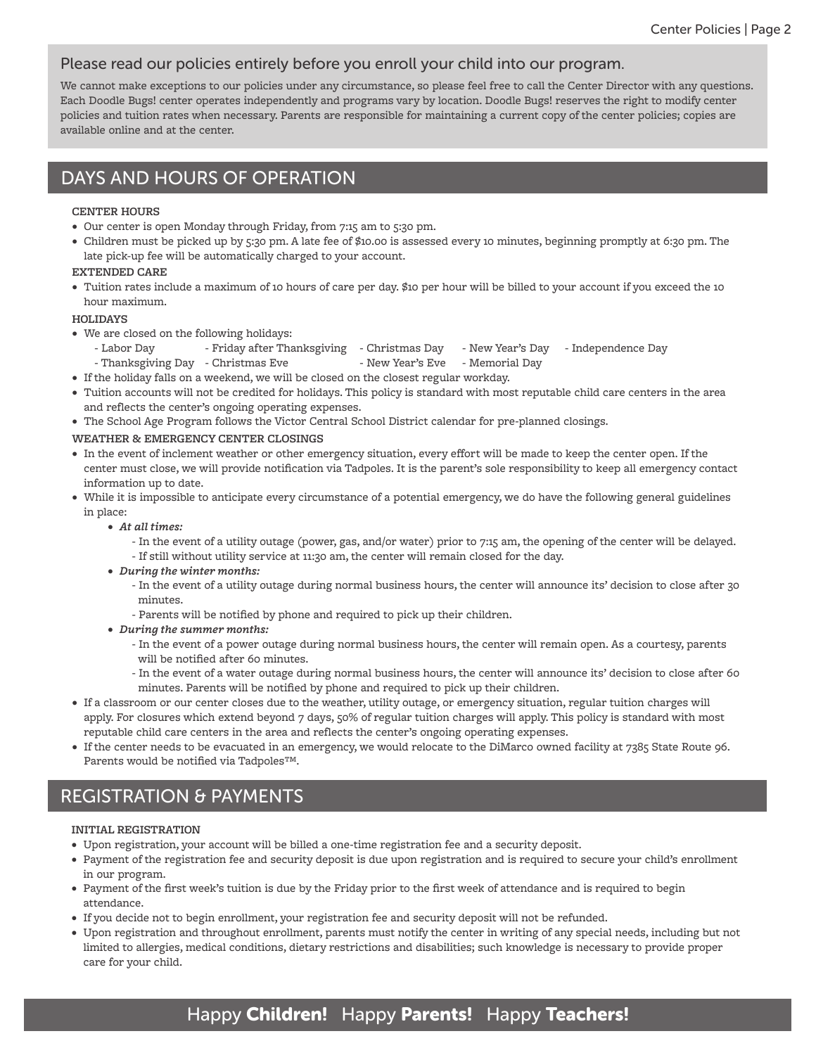### Please read our policies entirely before you enroll your child into our program.

We cannot make exceptions to our policies under any circumstance, so please feel free to call the Center Director with any questions. Each Doodle Bugs! center operates independently and programs vary by location. Doodle Bugs! reserves the right to modify center policies and tuition rates when necessary. Parents are responsible for maintaining a current copy of the center policies; copies are available online and at the center.

## DAYS AND HOURS OF OPERATION

**CENTER HOURS**

- Our center is open Monday through Friday, from 7:15 am to 5:30 pm.
- Children must be picked up by 5:30 pm. A late fee of $10.00 is assessed every 10 minutes, beginning promptly at 6:30 pm. The late pick-up fee will be automatically charged to your account.

**EXTENDED CARE**

- Tuition rates include a maximum of 10 hours of care per day. $10 per hour will be billed to your account if you exceed the 10 hour maximum.

**HOLIDAYS**

- We are closed on the following holidays:
  - Labor Day
  - Thanksgiving Day
  - Friday after Thanksgiving
  - Christmas Eve
  - Christmas Day
  - New Year's Eve
  - New Year's Day
  - Memorial Day
  - Independence Day
- If the holiday falls on a weekend, we will be closed on the closest regular workday.
- Tuition accounts will not be credited for holidays. This policy is standard with most reputable child care centers in the area and reflects the center's ongoing operating expenses.
- The School Age Program follows the Victor Central School District calendar for pre-planned closings.

**WEATHER & EMERGENCY CENTER CLOSINGS**

- In the event of inclement weather or other emergency situation, every effort will be made to keep the center open. If the center must close, we will provide notification via Tadpoles. It is the parent's sole responsibility to keep all emergency contact information up to date.
- While it is impossible to anticipate every circumstance of a potential emergency, we do have the following general guidelines in place:
  - ***At all times:***
    - In the event of a utility outage (power, gas, and/or water) prior to 7:15 am, the opening of the center will be delayed.
    - If still without utility service at 11:30 am, the center will remain closed for the day.
  - ***During the winter months:***
    - In the event of a utility outage during normal business hours, the center will announce its' decision to close after 30 minutes.
    - Parents will be notified by phone and required to pick up their children.
  - ***During the summer months:***
    - In the event of a power outage during normal business hours, the center will remain open. As a courtesy, parents will be notified after 60 minutes.
    - In the event of a water outage during normal business hours, the center will announce its' decision to close after 60 minutes. Parents will be notified by phone and required to pick up their children.
- If a classroom or our center closes due to the weather, utility outage, or emergency situation, regular tuition charges will apply. For closures which extend beyond 7 days, 50% of regular tuition charges will apply. This policy is standard with most reputable child care centers in the area and reflects the center's ongoing operating expenses.
- If the center needs to be evacuated in an emergency, we would relocate to the DiMarco owned facility at 7385 State Route 96. Parents would be notified via Tadpoles™.

## REGISTRATION & PAYMENTS

**INITIAL REGISTRATION**

- Upon registration, your account will be billed a one-time registration fee and a security deposit.
- Payment of the registration fee and security deposit is due upon registration and is required to secure your child's enrollment in our program.
- Payment of the first week's tuition is due by the Friday prior to the first week of attendance and is required to begin attendance.
- If you decide not to begin enrollment, your registration fee and security deposit will not be refunded.
- Upon registration and throughout enrollment, parents must notify the center in writing of any special needs, including but not limited to allergies, medical conditions, dietary restrictions and disabilities; such knowledge is necessary to provide proper care for your child.

Happy **Children!** Happy **Parents!** Happy **Teachers!**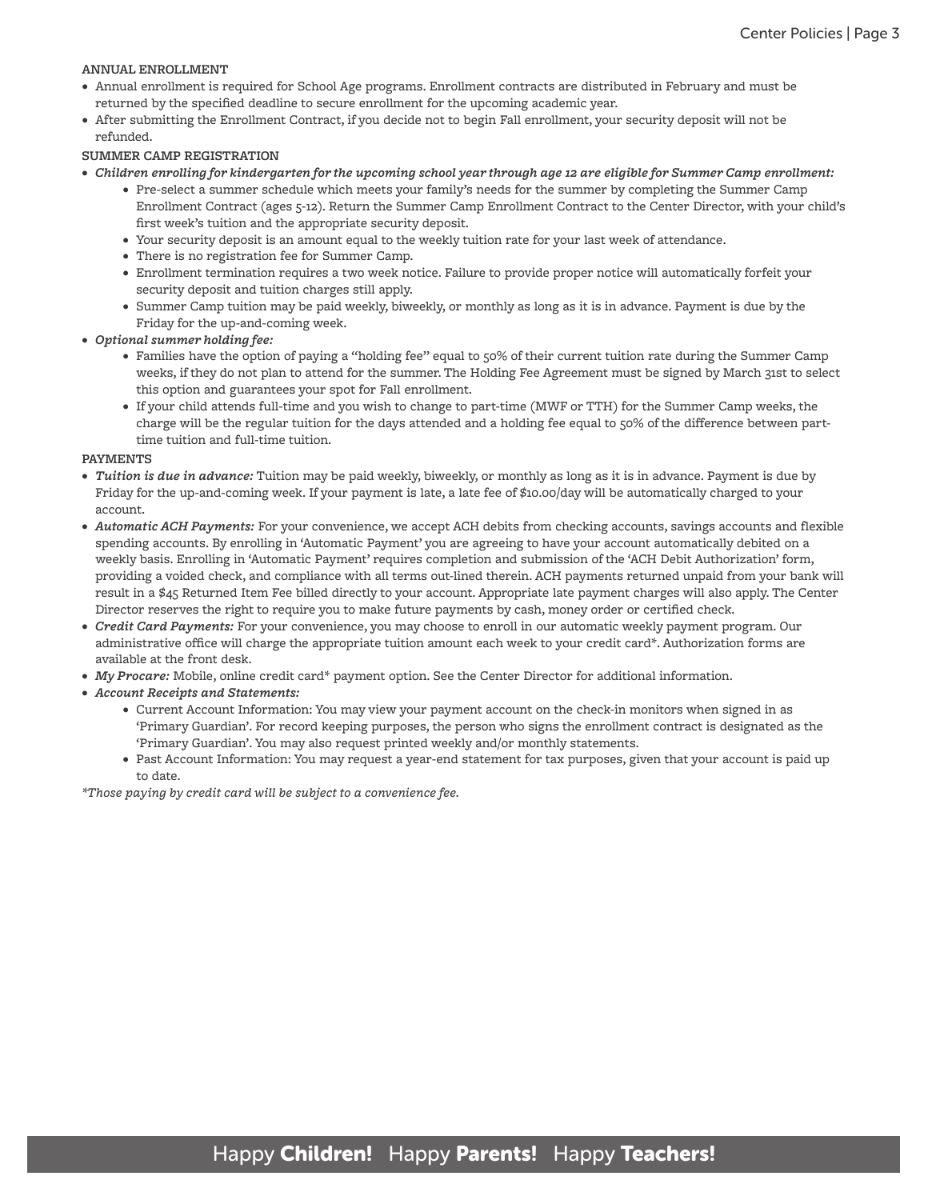**ANNUAL ENROLLMENT**

- Annual enrollment is required for School Age programs. Enrollment contracts are distributed in February and must be returned by the specified deadline to secure enrollment for the upcoming academic year.
- After submitting the Enrollment Contract, if you decide not to begin Fall enrollment, your security deposit will not be refunded.

**SUMMER CAMP REGISTRATION**

- ***Children enrolling for kindergarten for the upcoming school year through age 12 are eligible for Summer Camp enrollment:***
    - Pre-select a summer schedule which meets your family's needs for the summer by completing the Summer Camp Enrollment Contract (ages 5-12). Return the Summer Camp Enrollment Contract to the Center Director, with your child's first week's tuition and the appropriate security deposit.
    - Your security deposit is an amount equal to the weekly tuition rate for your last week of attendance.
    - There is no registration fee for Summer Camp.
    - Enrollment termination requires a two week notice. Failure to provide proper notice will automatically forfeit your security deposit and tuition charges still apply.
    - Summer Camp tuition may be paid weekly, biweekly, or monthly as long as it is in advance. Payment is due by the Friday for the up-and-coming week.
- ***Optional summer holding fee:***
    - Families have the option of paying a "holding fee" equal to 50% of their current tuition rate during the Summer Camp weeks, if they do not plan to attend for the summer. The Holding Fee Agreement must be signed by March 31st to select this option and guarantees your spot for Fall enrollment.
    - If your child attends full-time and you wish to change to part-time (MWF or TTH) for the Summer Camp weeks, the charge will be the regular tuition for the days attended and a holding fee equal to 50% of the difference between part-time tuition and full-time tuition.

**PAYMENTS**

- ***Tuition is due in advance:*** Tuition may be paid weekly, biweekly, or monthly as long as it is in advance. Payment is due by Friday for the up-and-coming week. If your payment is late, a late fee of $10.00/day will be automatically charged to your account.
- ***Automatic ACH Payments:*** For your convenience, we accept ACH debits from checking accounts, savings accounts and flexible spending accounts. By enrolling in 'Automatic Payment' you are agreeing to have your account automatically debited on a weekly basis. Enrolling in 'Automatic Payment' requires completion and submission of the 'ACH Debit Authorization' form, providing a voided check, and compliance with all terms out-lined therein. ACH payments returned unpaid from your bank will result in a $45 Returned Item Fee billed directly to your account. Appropriate late payment charges will also apply. The Center Director reserves the right to require you to make future payments by cash, money order or certified check.
- ***Credit Card Payments:*** For your convenience, you may choose to enroll in our automatic weekly payment program. Our administrative office will charge the appropriate tuition amount each week to your credit card*. Authorization forms are available at the front desk.
- ***My Procare:*** Mobile, online credit card* payment option. See the Center Director for additional information.
- ***Account Receipts and Statements:***
    - Current Account Information: You may view your payment account on the check-in monitors when signed in as 'Primary Guardian'. For record keeping purposes, the person who signs the enrollment contract is designated as the 'Primary Guardian'. You may also request printed weekly and/or monthly statements.
    - Past Account Information: You may request a year-end statement for tax purposes, given that your account is paid up to date.

*\*Those paying by credit card will be subject to a convenience fee.*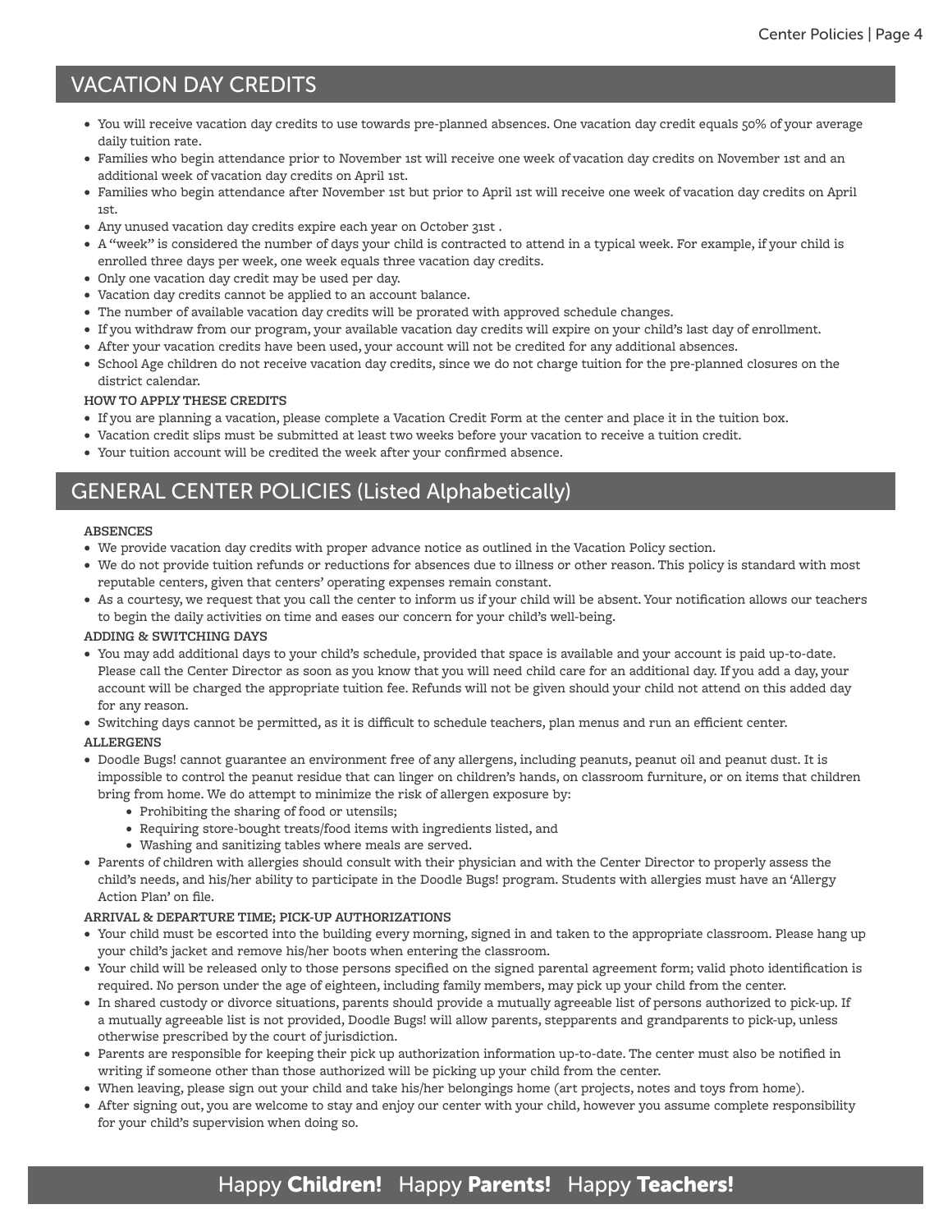## VACATION DAY CREDITS

- You will receive vacation day credits to use towards pre-planned absences. One vacation day credit equals 50% of your average daily tuition rate.
- Families who begin attendance prior to November 1st will receive one week of vacation day credits on November 1st and an additional week of vacation day credits on April 1st.
- Families who begin attendance after November 1st but prior to April 1st will receive one week of vacation day credits on April 1st.
- Any unused vacation day credits expire each year on October 31st .
- A "week" is considered the number of days your child is contracted to attend in a typical week. For example, if your child is enrolled three days per week, one week equals three vacation day credits.
- Only one vacation day credit may be used per day.
- Vacation day credits cannot be applied to an account balance.
- The number of available vacation day credits will be prorated with approved schedule changes.
- If you withdraw from our program, your available vacation day credits will expire on your child's last day of enrollment.
- After your vacation credits have been used, your account will not be credited for any additional absences.
- School Age children do not receive vacation day credits, since we do not charge tuition for the pre-planned closures on the district calendar.

**HOW TO APPLY THESE CREDITS**

- If you are planning a vacation, please complete a Vacation Credit Form at the center and place it in the tuition box.
- Vacation credit slips must be submitted at least two weeks before your vacation to receive a tuition credit.
- Your tuition account will be credited the week after your confirmed absence.

## GENERAL CENTER POLICIES (Listed Alphabetically)

**ABSENCES**

- We provide vacation day credits with proper advance notice as outlined in the Vacation Policy section.
- We do not provide tuition refunds or reductions for absences due to illness or other reason. This policy is standard with most reputable centers, given that centers' operating expenses remain constant.
- As a courtesy, we request that you call the center to inform us if your child will be absent. Your notification allows our teachers to begin the daily activities on time and eases our concern for your child's well-being.

**ADDING & SWITCHING DAYS**

- You may add additional days to your child's schedule, provided that space is available and your account is paid up-to-date. Please call the Center Director as soon as you know that you will need child care for an additional day. If you add a day, your account will be charged the appropriate tuition fee. Refunds will not be given should your child not attend on this added day for any reason.
- Switching days cannot be permitted, as it is difficult to schedule teachers, plan menus and run an efficient center.

**ALLERGENS**

- Doodle Bugs! cannot guarantee an environment free of any allergens, including peanuts, peanut oil and peanut dust. It is impossible to control the peanut residue that can linger on children's hands, on classroom furniture, or on items that children bring from home. We do attempt to minimize the risk of allergen exposure by:
  - Prohibiting the sharing of food or utensils;
  - Requiring store-bought treats/food items with ingredients listed, and
  - Washing and sanitizing tables where meals are served.
- Parents of children with allergies should consult with their physician and with the Center Director to properly assess the child's needs, and his/her ability to participate in the Doodle Bugs! program. Students with allergies must have an 'Allergy Action Plan' on file.

**ARRIVAL & DEPARTURE TIME; PICK-UP AUTHORIZATIONS**

- Your child must be escorted into the building every morning, signed in and taken to the appropriate classroom. Please hang up your child's jacket and remove his/her boots when entering the classroom.
- Your child will be released only to those persons specified on the signed parental agreement form; valid photo identification is required. No person under the age of eighteen, including family members, may pick up your child from the center.
- In shared custody or divorce situations, parents should provide a mutually agreeable list of persons authorized to pick-up. If a mutually agreeable list is not provided, Doodle Bugs! will allow parents, stepparents and grandparents to pick-up, unless otherwise prescribed by the court of jurisdiction.
- Parents are responsible for keeping their pick up authorization information up-to-date. The center must also be notified in writing if someone other than those authorized will be picking up your child from the center.
- When leaving, please sign out your child and take his/her belongings home (art projects, notes and toys from home).
- After signing out, you are welcome to stay and enjoy our center with your child, however you assume complete responsibility for your child's supervision when doing so.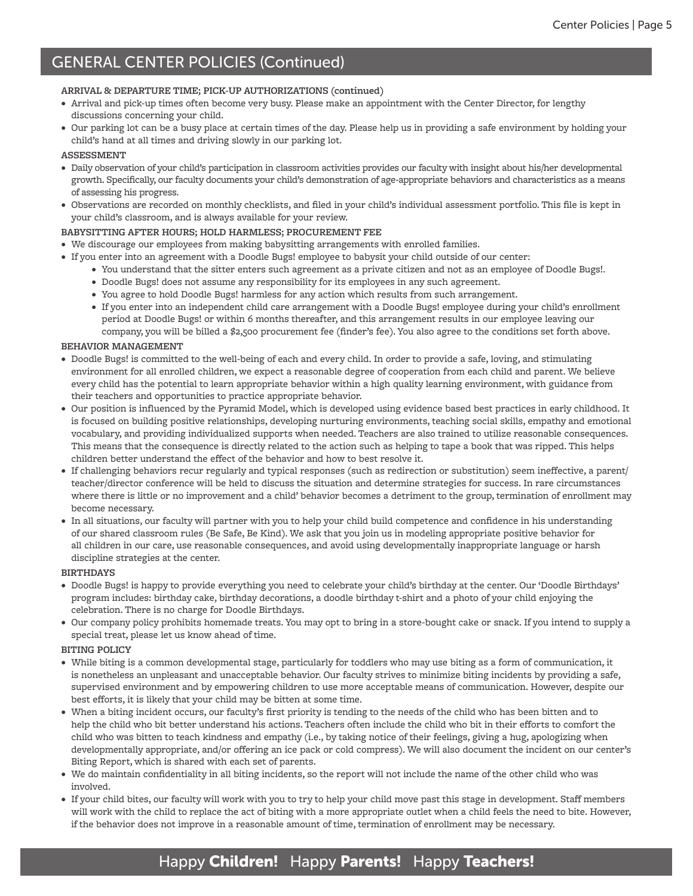## GENERAL CENTER POLICIES (Continued)

**ARRIVAL & DEPARTURE TIME; PICK-UP AUTHORIZATIONS (continued)**

- Arrival and pick-up times often become very busy. Please make an appointment with the Center Director, for lengthy discussions concerning your child.
- Our parking lot can be a busy place at certain times of the day. Please help us in providing a safe environment by holding your child's hand at all times and driving slowly in our parking lot.

**ASSESSMENT**

- Daily observation of your child's participation in classroom activities provides our faculty with insight about his/her developmental growth. Specifically, our faculty documents your child's demonstration of age-appropriate behaviors and characteristics as a means of assessing his progress.
- Observations are recorded on monthly checklists, and filed in your child's individual assessment portfolio. This file is kept in your child's classroom, and is always available for your review.

**BABYSITTING AFTER HOURS; HOLD HARMLESS; PROCUREMENT FEE**

- We discourage our employees from making babysitting arrangements with enrolled families.
- If you enter into an agreement with a Doodle Bugs! employee to babysit your child outside of our center:
    - You understand that the sitter enters such agreement as a private citizen and not as an employee of Doodle Bugs!.
    - Doodle Bugs! does not assume any responsibility for its employees in any such agreement.
    - You agree to hold Doodle Bugs! harmless for any action which results from such arrangement.
    - If you enter into an independent child care arrangement with a Doodle Bugs! employee during your child's enrollment period at Doodle Bugs! or within 6 months thereafter, and this arrangement results in our employee leaving our company, you will be billed a $2,500 procurement fee (finder's fee). You also agree to the conditions set forth above.

**BEHAVIOR MANAGEMENT**

- Doodle Bugs! is committed to the well-being of each and every child. In order to provide a safe, loving, and stimulating environment for all enrolled children, we expect a reasonable degree of cooperation from each child and parent. We believe every child has the potential to learn appropriate behavior within a high quality learning environment, with guidance from their teachers and opportunities to practice appropriate behavior.
- Our position is influenced by the Pyramid Model, which is developed using evidence based best practices in early childhood. It is focused on building positive relationships, developing nurturing environments, teaching social skills, empathy and emotional vocabulary, and providing individualized supports when needed. Teachers are also trained to utilize reasonable consequences. This means that the consequence is directly related to the action such as helping to tape a book that was ripped. This helps children better understand the effect of the behavior and how to best resolve it.
- If challenging behaviors recur regularly and typical responses (such as redirection or substitution) seem ineffective, a parent/teacher/director conference will be held to discuss the situation and determine strategies for success. In rare circumstances where there is little or no improvement and a child' behavior becomes a detriment to the group, termination of enrollment may become necessary.
- In all situations, our faculty will partner with you to help your child build competence and confidence in his understanding of our shared classroom rules (Be Safe, Be Kind). We ask that you join us in modeling appropriate positive behavior for all children in our care, use reasonable consequences, and avoid using developmentally inappropriate language or harsh discipline strategies at the center.

**BIRTHDAYS**

- Doodle Bugs! is happy to provide everything you need to celebrate your child's birthday at the center. Our 'Doodle Birthdays' program includes: birthday cake, birthday decorations, a doodle birthday t-shirt and a photo of your child enjoying the celebration. There is no charge for Doodle Birthdays.
- Our company policy prohibits homemade treats. You may opt to bring in a store-bought cake or snack. If you intend to supply a special treat, please let us know ahead of time.

**BITING POLICY**

- While biting is a common developmental stage, particularly for toddlers who may use biting as a form of communication, it is nonetheless an unpleasant and unacceptable behavior. Our faculty strives to minimize biting incidents by providing a safe, supervised environment and by empowering children to use more acceptable means of communication. However, despite our best efforts, it is likely that your child may be bitten at some time.
- When a biting incident occurs, our faculty's first priority is tending to the needs of the child who has been bitten and to help the child who bit better understand his actions. Teachers often include the child who bit in their efforts to comfort the child who was bitten to teach kindness and empathy (i.e., by taking notice of their feelings, giving a hug, apologizing when developmentally appropriate, and/or offering an ice pack or cold compress). We will also document the incident on our center's Biting Report, which is shared with each set of parents.
- We do maintain confidentiality in all biting incidents, so the report will not include the name of the other child who was involved.
- If your child bites, our faculty will work with you to try to help your child move past this stage in development. Staff members will work with the child to replace the act of biting with a more appropriate outlet when a child feels the need to bite. However, if the behavior does not improve in a reasonable amount of time, termination of enrollment may be necessary.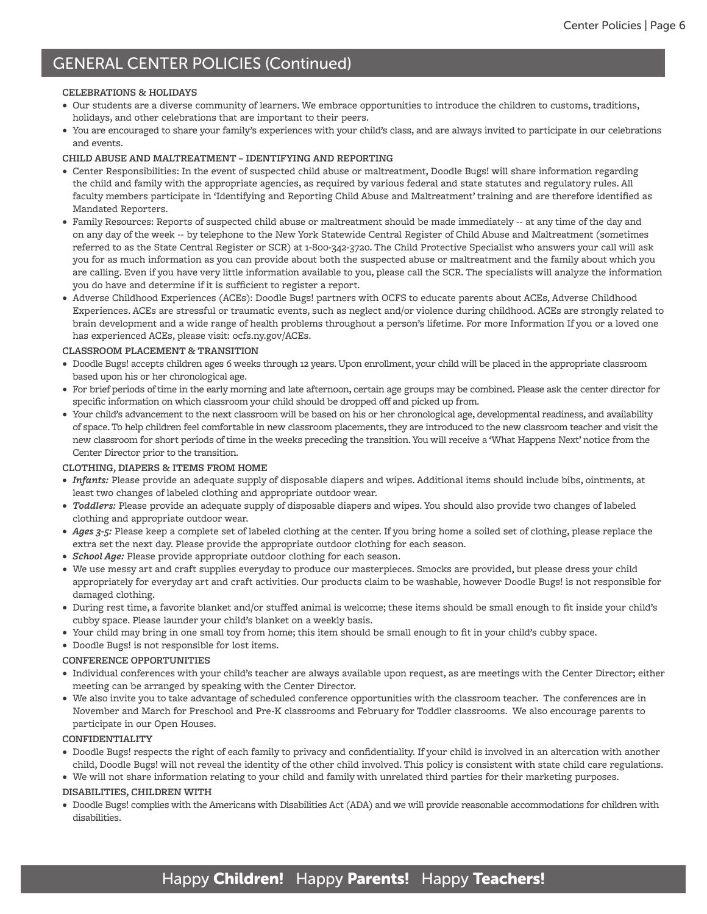## GENERAL CENTER POLICIES (Continued)

### CELEBRATIONS & HOLIDAYS

- Our students are a diverse community of learners. We embrace opportunities to introduce the children to customs, traditions, holidays, and other celebrations that are important to their peers.
- You are encouraged to share your family's experiences with your child's class, and are always invited to participate in our celebrations and events.

### CHILD ABUSE AND MALTREATMENT – IDENTIFYING AND REPORTING

- Center Responsibilities: In the event of suspected child abuse or maltreatment, Doodle Bugs! will share information regarding the child and family with the appropriate agencies, as required by various federal and state statutes and regulatory rules. All faculty members participate in 'Identifying and Reporting Child Abuse and Maltreatment' training and are therefore identified as Mandated Reporters.
- Family Resources: Reports of suspected child abuse or maltreatment should be made immediately -- at any time of the day and on any day of the week -- by telephone to the New York Statewide Central Register of Child Abuse and Maltreatment (sometimes referred to as the State Central Register or SCR) at 1-800-342-3720. The Child Protective Specialist who answers your call will ask you for as much information as you can provide about both the suspected abuse or maltreatment and the family about which you are calling. Even if you have very little information available to you, please call the SCR. The specialists will analyze the information you do have and determine if it is sufficient to register a report.
- Adverse Childhood Experiences (ACEs): Doodle Bugs! partners with OCFS to educate parents about ACEs, Adverse Childhood Experiences. ACEs are stressful or traumatic events, such as neglect and/or violence during childhood. ACEs are strongly related to brain development and a wide range of health problems throughout a person's lifetime. For more Information If you or a loved one has experienced ACEs, please visit: ocfs.ny.gov/ACEs.

### CLASSROOM PLACEMENT & TRANSITION

- Doodle Bugs! accepts children ages 6 weeks through 12 years. Upon enrollment, your child will be placed in the appropriate classroom based upon his or her chronological age.
- For brief periods of time in the early morning and late afternoon, certain age groups may be combined. Please ask the center director for specific information on which classroom your child should be dropped off and picked up from.
- Your child's advancement to the next classroom will be based on his or her chronological age, developmental readiness, and availability of space. To help children feel comfortable in new classroom placements, they are introduced to the new classroom teacher and visit the new classroom for short periods of time in the weeks preceding the transition. You will receive a 'What Happens Next' notice from the Center Director prior to the transition.

### CLOTHING, DIAPERS & ITEMS FROM HOME

- ***Infants:*** Please provide an adequate supply of disposable diapers and wipes. Additional items should include bibs, ointments, at least two changes of labeled clothing and appropriate outdoor wear.
- ***Toddlers:*** Please provide an adequate supply of disposable diapers and wipes. You should also provide two changes of labeled clothing and appropriate outdoor wear.
- ***Ages 3-5:*** Please keep a complete set of labeled clothing at the center. If you bring home a soiled set of clothing, please replace the extra set the next day. Please provide the appropriate outdoor clothing for each season.
- ***School Age:*** Please provide appropriate outdoor clothing for each season.
- We use messy art and craft supplies everyday to produce our masterpieces. Smocks are provided, but please dress your child appropriately for everyday art and craft activities. Our products claim to be washable, however Doodle Bugs! is not responsible for damaged clothing.
- During rest time, a favorite blanket and/or stuffed animal is welcome; these items should be small enough to fit inside your child's cubby space. Please launder your child's blanket on a weekly basis.
- Your child may bring in one small toy from home; this item should be small enough to fit in your child's cubby space.
- Doodle Bugs! is not responsible for lost items.

### CONFERENCE OPPORTUNITIES

- Individual conferences with your child's teacher are always available upon request, as are meetings with the Center Director; either meeting can be arranged by speaking with the Center Director.
- We also invite you to take advantage of scheduled conference opportunities with the classroom teacher. The conferences are in November and March for Preschool and Pre-K classrooms and February for Toddler classrooms. We also encourage parents to participate in our Open Houses.

### CONFIDENTIALITY

- Doodle Bugs! respects the right of each family to privacy and confidentiality. If your child is involved in an altercation with another child, Doodle Bugs! will not reveal the identity of the other child involved. This policy is consistent with state child care regulations.
- We will not share information relating to your child and family with unrelated third parties for their marketing purposes.

### DISABILITIES, CHILDREN WITH

- Doodle Bugs! complies with the Americans with Disabilities Act (ADA) and we will provide reasonable accommodations for children with disabilities.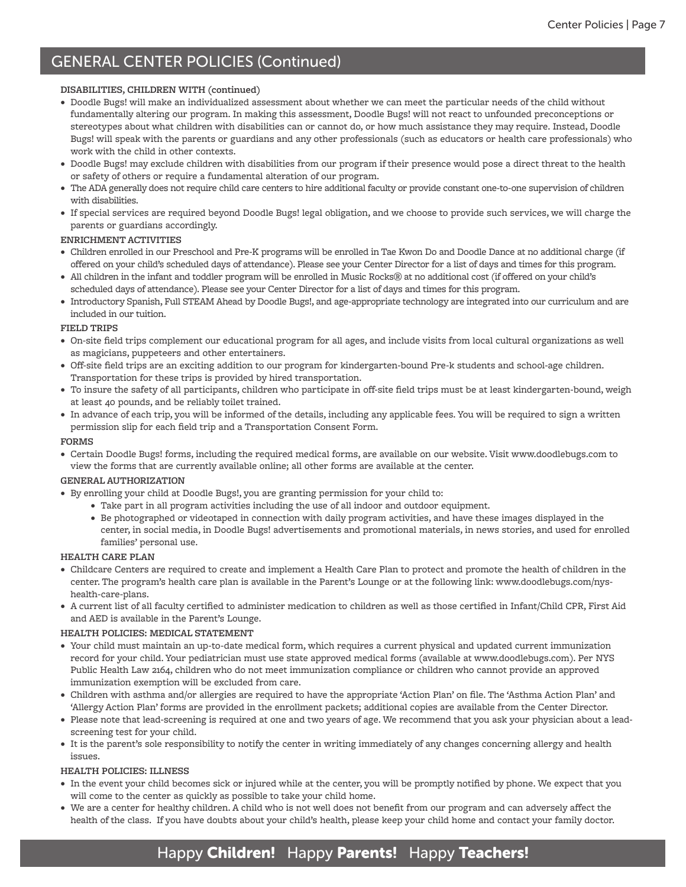## GENERAL CENTER POLICIES (Continued)

**DISABILITIES, CHILDREN WITH (continued)**

- Doodle Bugs! will make an individualized assessment about whether we can meet the particular needs of the child without fundamentally altering our program. In making this assessment, Doodle Bugs! will not react to unfounded preconceptions or stereotypes about what children with disabilities can or cannot do, or how much assistance they may require. Instead, Doodle Bugs! will speak with the parents or guardians and any other professionals (such as educators or health care professionals) who work with the child in other contexts.
- Doodle Bugs! may exclude children with disabilities from our program if their presence would pose a direct threat to the health or safety of others or require a fundamental alteration of our program.
- The ADA generally does not require child care centers to hire additional faculty or provide constant one-to-one supervision of children with disabilities.
- If special services are required beyond Doodle Bugs! legal obligation, and we choose to provide such services, we will charge the parents or guardians accordingly.

**ENRICHMENT ACTIVITIES**

- Children enrolled in our Preschool and Pre-K programs will be enrolled in Tae Kwon Do and Doodle Dance at no additional charge (if offered on your child's scheduled days of attendance). Please see your Center Director for a list of days and times for this program.
- All children in the infant and toddler program will be enrolled in Music Rocks® at no additional cost (if offered on your child's scheduled days of attendance). Please see your Center Director for a list of days and times for this program.
- Introductory Spanish, Full STEAM Ahead by Doodle Bugs!, and age-appropriate technology are integrated into our curriculum and are included in our tuition.

**FIELD TRIPS**

- On-site field trips complement our educational program for all ages, and include visits from local cultural organizations as well as magicians, puppeteers and other entertainers.
- Off-site field trips are an exciting addition to our program for kindergarten-bound Pre-k students and school-age children. Transportation for these trips is provided by hired transportation.
- To insure the safety of all participants, children who participate in off-site field trips must be at least kindergarten-bound, weigh at least 40 pounds, and be reliably toilet trained.
- In advance of each trip, you will be informed of the details, including any applicable fees. You will be required to sign a written permission slip for each field trip and a Transportation Consent Form.

**FORMS**

- Certain Doodle Bugs! forms, including the required medical forms, are available on our website. Visit www.doodlebugs.com to view the forms that are currently available online; all other forms are available at the center.

**GENERAL AUTHORIZATION**

- By enrolling your child at Doodle Bugs!, you are granting permission for your child to:
  - Take part in all program activities including the use of all indoor and outdoor equipment.
  - Be photographed or videotaped in connection with daily program activities, and have these images displayed in the center, in social media, in Doodle Bugs! advertisements and promotional materials, in news stories, and used for enrolled families' personal use.

**HEALTH CARE PLAN**

- Childcare Centers are required to create and implement a Health Care Plan to protect and promote the health of children in the center. The program's health care plan is available in the Parent's Lounge or at the following link: www.doodlebugs.com/nys-health-care-plans.
- A current list of all faculty certified to administer medication to children as well as those certified in Infant/Child CPR, First Aid and AED is available in the Parent's Lounge.

**HEALTH POLICIES: MEDICAL STATEMENT**

- Your child must maintain an up-to-date medical form, which requires a current physical and updated current immunization record for your child. Your pediatrician must use state approved medical forms (available at www.doodlebugs.com). Per NYS Public Health Law 2164, children who do not meet immunization compliance or children who cannot provide an approved immunization exemption will be excluded from care.
- Children with asthma and/or allergies are required to have the appropriate 'Action Plan' on file. The 'Asthma Action Plan' and 'Allergy Action Plan' forms are provided in the enrollment packets; additional copies are available from the Center Director.
- Please note that lead-screening is required at one and two years of age. We recommend that you ask your physician about a lead-screening test for your child.
- It is the parent's sole responsibility to notify the center in writing immediately of any changes concerning allergy and health issues.

**HEALTH POLICIES: ILLNESS**

- In the event your child becomes sick or injured while at the center, you will be promptly notified by phone. We expect that you will come to the center as quickly as possible to take your child home.
- We are a center for healthy children. A child who is not well does not benefit from our program and can adversely affect the health of the class. If you have doubts about your child's health, please keep your child home and contact your family doctor.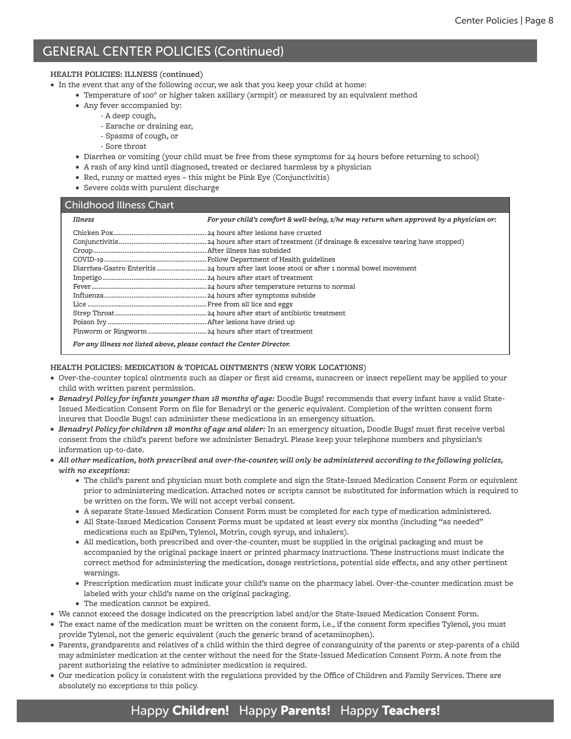## GENERAL CENTER POLICIES (Continued)

**HEALTH POLICIES: ILLNESS (continued)**

- In the event that any of the following occur, we ask that you keep your child at home:
  - Temperature of 100° or higher taken axillary (armpit) or measured by an equivalent method
  - Any fever accompanied by:
    - A deep cough,
    - Earache or draining ear,
    - Spasms of cough, or
    - Sore throat
  - Diarrhea or vomiting (your child must be free from these symptoms for 24 hours before returning to school)
  - A rash of any kind until diagnosed, treated or declared harmless by a physician
  - Red, runny or matted eyes – this might be Pink Eye (Conjunctivitis)
  - Severe colds with purulent discharge

### Childhood Illness Chart

| *Illness* | *For your child's comfort & well-being, s/he may return when approved by a physician or:* |
|---|---|
| Chicken Pox | 24 hours after lesions have crusted |
| Conjunctivitis | 24 hours after start of treatment (if drainage & excessive tearing have stopped) |
| Croup | After illness has subsided |
| COVID-19 | Follow Department of Health guidelines |
| Diarrhea-Gastro Enteritis | 24 hours after last loose stool or after 1 normal bowel movement |
| Impetigo | 24 hours after start of treatment |
| Fever | 24 hours after temperature returns to normal |
| Influenza | 24 hours after symptoms subside |
| Lice | Free from all lice and eggs |
| Strep Throat | 24 hours after start of antibiotic treatment |
| Poison Ivy | After lesions have dried up |
| Pinworm or Ringworm | 24 hours after start of treatment |

***For any illness not listed above, please contact the Center Director.***

**HEALTH POLICIES: MEDICATION & TOPICAL OINTMENTS (NEW YORK LOCATIONS)**

- Over-the-counter topical ointments such as diaper or first aid creams, sunscreen or insect repellent may be applied to your child with written parent permission.
- ***Benadryl Policy for infants younger than 18 months of age:*** Doodle Bugs! recommends that every infant have a valid State-Issued Medication Consent Form on file for Benadryl or the generic equivalent. Completion of the written consent form insures that Doodle Bugs! can administer these medications in an emergency situation.
- ***Benadryl Policy for children 18 months of age and older:*** In an emergency situation, Doodle Bugs! must first receive verbal consent from the child's parent before we administer Benadryl. Please keep your telephone numbers and physician's information up-to-date.
- ***All other medication, both prescribed and over-the-counter, will only be administered according to the following policies, with no exceptions:***
  - The child's parent and physician must both complete and sign the State-Issued Medication Consent Form or equivalent prior to administering medication. Attached notes or scripts cannot be substituted for information which is required to be written on the form. We will not accept verbal consent.
  - A separate State-Issued Medication Consent Form must be completed for each type of medication administered.
  - All State-Issued Medication Consent Forms must be updated at least every six months (including "as needed" medications such as EpiPen, Tylenol, Motrin, cough syrup, and inhalers).
  - All medication, both prescribed and over-the-counter, must be supplied in the original packaging and must be accompanied by the original package insert or printed pharmacy instructions. These instructions must indicate the correct method for administering the medication, dosage restrictions, potential side effects, and any other pertinent warnings.
  - Prescription medication must indicate your child's name on the pharmacy label. Over-the-counter medication must be labeled with your child's name on the original packaging.
  - The medication cannot be expired.
- We cannot exceed the dosage indicated on the prescription label and/or the State-Issued Medication Consent Form.
- The exact name of the medication must be written on the consent form, i.e., if the consent form specifies Tylenol, you must provide Tylenol, not the generic equivalent (such the generic brand of acetaminophen).
- Parents, grandparents and relatives of a child within the third degree of consanguinity of the parents or step-parents of a child may administer medication at the center without the need for the State-Issued Medication Consent Form. A note from the parent authorizing the relative to administer medication is required.
- Our medication policy is consistent with the regulations provided by the Office of Children and Family Services. There are absolutely no exceptions to this policy.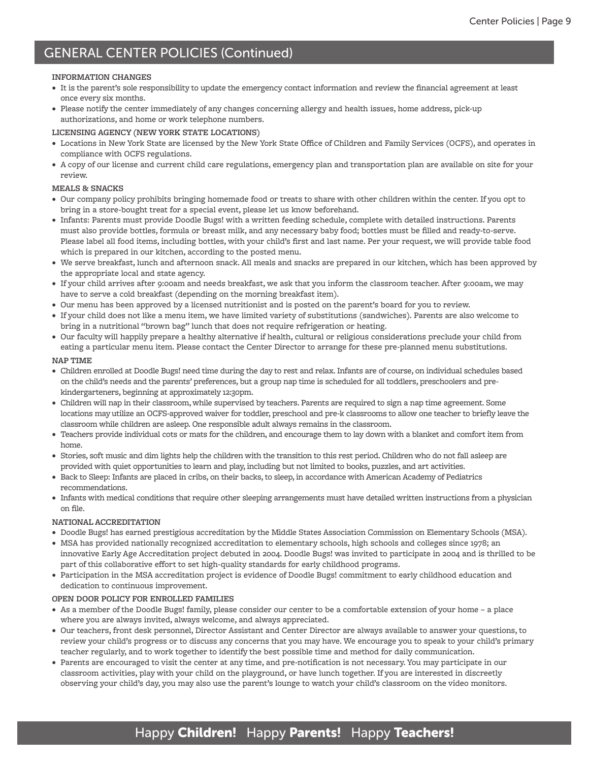## GENERAL CENTER POLICIES (Continued)

### INFORMATION CHANGES

- It is the parent's sole responsibility to update the emergency contact information and review the financial agreement at least once every six months.
- Please notify the center immediately of any changes concerning allergy and health issues, home address, pick-up authorizations, and home or work telephone numbers.

### LICENSING AGENCY (NEW YORK STATE LOCATIONS)

- Locations in New York State are licensed by the New York State Office of Children and Family Services (OCFS), and operates in compliance with OCFS regulations.
- A copy of our license and current child care regulations, emergency plan and transportation plan are available on site for your review.

### MEALS & SNACKS

- Our company policy prohibits bringing homemade food or treats to share with other children within the center. If you opt to bring in a store-bought treat for a special event, please let us know beforehand.
- Infants: Parents must provide Doodle Bugs! with a written feeding schedule, complete with detailed instructions. Parents must also provide bottles, formula or breast milk, and any necessary baby food; bottles must be filled and ready-to-serve. Please label all food items, including bottles, with your child's first and last name. Per your request, we will provide table food which is prepared in our kitchen, according to the posted menu.
- We serve breakfast, lunch and afternoon snack. All meals and snacks are prepared in our kitchen, which has been approved by the appropriate local and state agency.
- If your child arrives after 9:00am and needs breakfast, we ask that you inform the classroom teacher. After 9:00am, we may have to serve a cold breakfast (depending on the morning breakfast item).
- Our menu has been approved by a licensed nutritionist and is posted on the parent's board for you to review.
- If your child does not like a menu item, we have limited variety of substitutions (sandwiches). Parents are also welcome to bring in a nutritional "brown bag" lunch that does not require refrigeration or heating.
- Our faculty will happily prepare a healthy alternative if health, cultural or religious considerations preclude your child from eating a particular menu item. Please contact the Center Director to arrange for these pre-planned menu substitutions.

### NAP TIME

- Children enrolled at Doodle Bugs! need time during the day to rest and relax. Infants are of course, on individual schedules based on the child's needs and the parents' preferences, but a group nap time is scheduled for all toddlers, preschoolers and pre-kindergarteners, beginning at approximately 12:30pm.
- Children will nap in their classroom, while supervised by teachers. Parents are required to sign a nap time agreement. Some locations may utilize an OCFS-approved waiver for toddler, preschool and pre-k classrooms to allow one teacher to briefly leave the classroom while children are asleep. One responsible adult always remains in the classroom.
- Teachers provide individual cots or mats for the children, and encourage them to lay down with a blanket and comfort item from home.
- Stories, soft music and dim lights help the children with the transition to this rest period. Children who do not fall asleep are provided with quiet opportunities to learn and play, including but not limited to books, puzzles, and art activities.
- Back to Sleep: Infants are placed in cribs, on their backs, to sleep, in accordance with American Academy of Pediatrics recommendations.
- Infants with medical conditions that require other sleeping arrangements must have detailed written instructions from a physician on file.

### NATIONAL ACCREDITATION

- Doodle Bugs! has earned prestigious accreditation by the Middle States Association Commission on Elementary Schools (MSA).
- MSA has provided nationally recognized accreditation to elementary schools, high schools and colleges since 1978; an innovative Early Age Accreditation project debuted in 2004. Doodle Bugs! was invited to participate in 2004 and is thrilled to be part of this collaborative effort to set high-quality standards for early childhood programs.
- Participation in the MSA accreditation project is evidence of Doodle Bugs! commitment to early childhood education and dedication to continuous improvement.

### OPEN DOOR POLICY FOR ENROLLED FAMILIES

- As a member of the Doodle Bugs! family, please consider our center to be a comfortable extension of your home – a place where you are always invited, always welcome, and always appreciated.
- Our teachers, front desk personnel, Director Assistant and Center Director are always available to answer your questions, to review your child's progress or to discuss any concerns that you may have. We encourage you to speak to your child's primary teacher regularly, and to work together to identify the best possible time and method for daily communication.
- Parents are encouraged to visit the center at any time, and pre-notification is not necessary. You may participate in our classroom activities, play with your child on the playground, or have lunch together. If you are interested in discreetly observing your child's day, you may also use the parent's lounge to watch your child's classroom on the video monitors.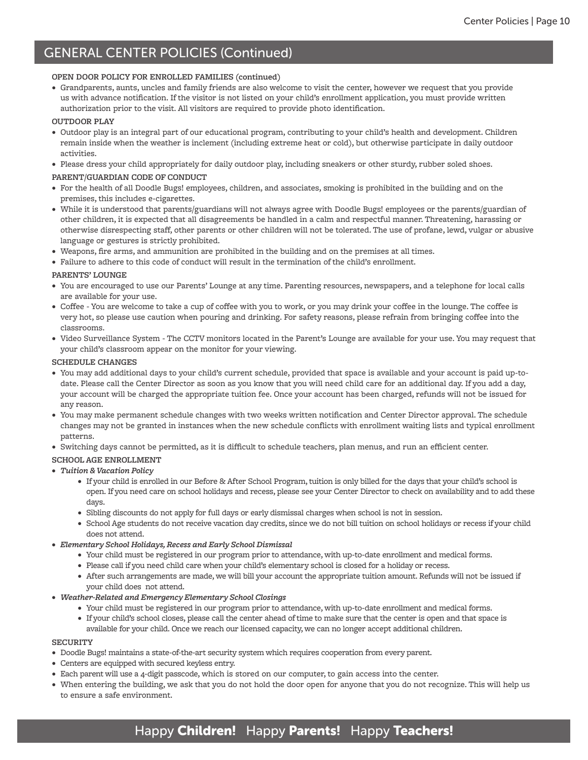## GENERAL CENTER POLICIES (Continued)

**OPEN DOOR POLICY FOR ENROLLED FAMILIES (continued)**

- Grandparents, aunts, uncles and family friends are also welcome to visit the center, however we request that you provide us with advance notification. If the visitor is not listed on your child's enrollment application, you must provide written authorization prior to the visit. All visitors are required to provide photo identification.

**OUTDOOR PLAY**

- Outdoor play is an integral part of our educational program, contributing to your child's health and development. Children remain inside when the weather is inclement (including extreme heat or cold), but otherwise participate in daily outdoor activities.
- Please dress your child appropriately for daily outdoor play, including sneakers or other sturdy, rubber soled shoes.

**PARENT/GUARDIAN CODE OF CONDUCT**

- For the health of all Doodle Bugs! employees, children, and associates, smoking is prohibited in the building and on the premises, this includes e-cigarettes.
- While it is understood that parents/guardians will not always agree with Doodle Bugs! employees or the parents/guardian of other children, it is expected that all disagreements be handled in a calm and respectful manner. Threatening, harassing or otherwise disrespecting staff, other parents or other children will not be tolerated. The use of profane, lewd, vulgar or abusive language or gestures is strictly prohibited.
- Weapons, fire arms, and ammunition are prohibited in the building and on the premises at all times.
- Failure to adhere to this code of conduct will result in the termination of the child's enrollment.

**PARENTS' LOUNGE**

- You are encouraged to use our Parents' Lounge at any time. Parenting resources, newspapers, and a telephone for local calls are available for your use.
- Coffee - You are welcome to take a cup of coffee with you to work, or you may drink your coffee in the lounge. The coffee is very hot, so please use caution when pouring and drinking. For safety reasons, please refrain from bringing coffee into the classrooms.
- Video Surveillance System - The CCTV monitors located in the Parent's Lounge are available for your use. You may request that your child's classroom appear on the monitor for your viewing.

**SCHEDULE CHANGES**

- You may add additional days to your child's current schedule, provided that space is available and your account is paid up-to-date. Please call the Center Director as soon as you know that you will need child care for an additional day. If you add a day, your account will be charged the appropriate tuition fee. Once your account has been charged, refunds will not be issued for any reason.
- You may make permanent schedule changes with two weeks written notification and Center Director approval. The schedule changes may not be granted in instances when the new schedule conflicts with enrollment waiting lists and typical enrollment patterns.
- Switching days cannot be permitted, as it is difficult to schedule teachers, plan menus, and run an efficient center.

**SCHOOL AGE ENROLLMENT**

- ***Tuition & Vacation Policy***
  - If your child is enrolled in our Before & After School Program, tuition is only billed for the days that your child's school is open. If you need care on school holidays and recess, please see your Center Director to check on availability and to add these days.
  - Sibling discounts do not apply for full days or early dismissal charges when school is not in session.
  - School Age students do not receive vacation day credits, since we do not bill tuition on school holidays or recess if your child does not attend.
- ***Elementary School Holidays, Recess and Early School Dismissal***
  - Your child must be registered in our program prior to attendance, with up-to-date enrollment and medical forms.
  - Please call if you need child care when your child's elementary school is closed for a holiday or recess.
  - After such arrangements are made, we will bill your account the appropriate tuition amount. Refunds will not be issued if your child does not attend.
- ***Weather-Related and Emergency Elementary School Closings***
  - Your child must be registered in our program prior to attendance, with up-to-date enrollment and medical forms.
  - If your child's school closes, please call the center ahead of time to make sure that the center is open and that space is available for your child. Once we reach our licensed capacity, we can no longer accept additional children.

**SECURITY**

- Doodle Bugs! maintains a state-of-the-art security system which requires cooperation from every parent.
- Centers are equipped with secured keyless entry.
- Each parent will use a 4-digit passcode, which is stored on our computer, to gain access into the center.
- When entering the building, we ask that you do not hold the door open for anyone that you do not recognize. This will help us to ensure a safe environment.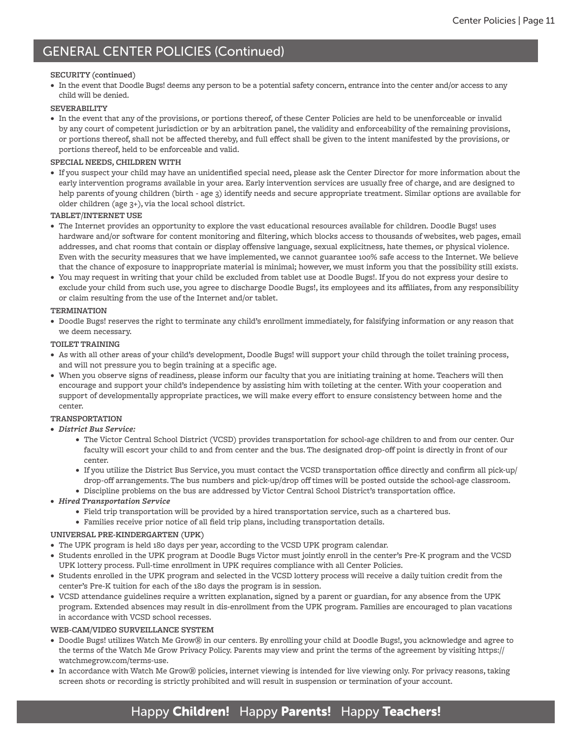## GENERAL CENTER POLICIES (Continued)

**SECURITY (continued)**

- In the event that Doodle Bugs! deems any person to be a potential safety concern, entrance into the center and/or access to any child will be denied.

**SEVERABILITY**

- In the event that any of the provisions, or portions thereof, of these Center Policies are held to be unenforceable or invalid by any court of competent jurisdiction or by an arbitration panel, the validity and enforceability of the remaining provisions, or portions thereof, shall not be affected thereby, and full effect shall be given to the intent manifested by the provisions, or portions thereof, held to be enforceable and valid.

**SPECIAL NEEDS, CHILDREN WITH**

- If you suspect your child may have an unidentified special need, please ask the Center Director for more information about the early intervention programs available in your area. Early intervention services are usually free of charge, and are designed to help parents of young children (birth - age 3) identify needs and secure appropriate treatment. Similar options are available for older children (age 3+), via the local school district.

**TABLET/INTERNET USE**

- The Internet provides an opportunity to explore the vast educational resources available for children. Doodle Bugs! uses hardware and/or software for content monitoring and filtering, which blocks access to thousands of websites, web pages, email addresses, and chat rooms that contain or display offensive language, sexual explicitness, hate themes, or physical violence. Even with the security measures that we have implemented, we cannot guarantee 100% safe access to the Internet. We believe that the chance of exposure to inappropriate material is minimal; however, we must inform you that the possibility still exists.
- You may request in writing that your child be excluded from tablet use at Doodle Bugs!. If you do not express your desire to exclude your child from such use, you agree to discharge Doodle Bugs!, its employees and its affiliates, from any responsibility or claim resulting from the use of the Internet and/or tablet.

**TERMINATION**

- Doodle Bugs! reserves the right to terminate any child's enrollment immediately, for falsifying information or any reason that we deem necessary.

**TOILET TRAINING**

- As with all other areas of your child's development, Doodle Bugs! will support your child through the toilet training process, and will not pressure you to begin training at a specific age.
- When you observe signs of readiness, please inform our faculty that you are initiating training at home. Teachers will then encourage and support your child's independence by assisting him with toileting at the center. With your cooperation and support of developmentally appropriate practices, we will make every effort to ensure consistency between home and the center.

**TRANSPORTATION**

- ***District Bus Service:***
  - The Victor Central School District (VCSD) provides transportation for school-age children to and from our center. Our faculty will escort your child to and from center and the bus. The designated drop-off point is directly in front of our center.
  - If you utilize the District Bus Service, you must contact the VCSD transportation office directly and confirm all pick-up/drop-off arrangements. The bus numbers and pick-up/drop off times will be posted outside the school-age classroom.
  - Discipline problems on the bus are addressed by Victor Central School District's transportation office.
- ***Hired Transportation Service***
  - Field trip transportation will be provided by a hired transportation service, such as a chartered bus.
  - Families receive prior notice of all field trip plans, including transportation details.

**UNIVERSAL PRE-KINDERGARTEN (UPK)**

- The UPK program is held 180 days per year, according to the VCSD UPK program calendar.
- Students enrolled in the UPK program at Doodle Bugs Victor must jointly enroll in the center's Pre-K program and the VCSD UPK lottery process. Full-time enrollment in UPK requires compliance with all Center Policies.
- Students enrolled in the UPK program and selected in the VCSD lottery process will receive a daily tuition credit from the center's Pre-K tuition for each of the 180 days the program is in session.
- VCSD attendance guidelines require a written explanation, signed by a parent or guardian, for any absence from the UPK program. Extended absences may result in dis-enrollment from the UPK program. Families are encouraged to plan vacations in accordance with VCSD school recesses.

**WEB-CAM/VIDEO SURVEILLANCE SYSTEM**

- Doodle Bugs! utilizes Watch Me Grow® in our centers. By enrolling your child at Doodle Bugs!, you acknowledge and agree to the terms of the Watch Me Grow Privacy Policy. Parents may view and print the terms of the agreement by visiting https://watchmegrow.com/terms-use.
- In accordance with Watch Me Grow® policies, internet viewing is intended for live viewing only. For privacy reasons, taking screen shots or recording is strictly prohibited and will result in suspension or termination of your account.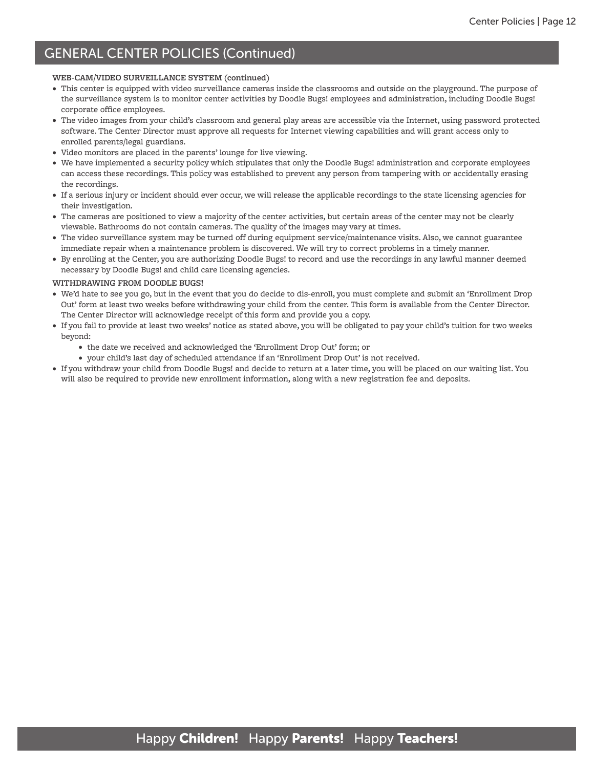## GENERAL CENTER POLICIES (Continued)

**WEB-CAM/VIDEO SURVEILLANCE SYSTEM (continued)**

- This center is equipped with video surveillance cameras inside the classrooms and outside on the playground. The purpose of the surveillance system is to monitor center activities by Doodle Bugs! employees and administration, including Doodle Bugs! corporate office employees.
- The video images from your child's classroom and general play areas are accessible via the Internet, using password protected software. The Center Director must approve all requests for Internet viewing capabilities and will grant access only to enrolled parents/legal guardians.
- Video monitors are placed in the parents' lounge for live viewing.
- We have implemented a security policy which stipulates that only the Doodle Bugs! administration and corporate employees can access these recordings. This policy was established to prevent any person from tampering with or accidentally erasing the recordings.
- If a serious injury or incident should ever occur, we will release the applicable recordings to the state licensing agencies for their investigation.
- The cameras are positioned to view a majority of the center activities, but certain areas of the center may not be clearly viewable. Bathrooms do not contain cameras. The quality of the images may vary at times.
- The video surveillance system may be turned off during equipment service/maintenance visits. Also, we cannot guarantee immediate repair when a maintenance problem is discovered. We will try to correct problems in a timely manner.
- By enrolling at the Center, you are authorizing Doodle Bugs! to record and use the recordings in any lawful manner deemed necessary by Doodle Bugs! and child care licensing agencies.

**WITHDRAWING FROM DOODLE BUGS!**

- We'd hate to see you go, but in the event that you do decide to dis-enroll, you must complete and submit an 'Enrollment Drop Out' form at least two weeks before withdrawing your child from the center. This form is available from the Center Director. The Center Director will acknowledge receipt of this form and provide you a copy.
- If you fail to provide at least two weeks' notice as stated above, you will be obligated to pay your child's tuition for two weeks beyond:
    - the date we received and acknowledged the 'Enrollment Drop Out' form; or
    - your child's last day of scheduled attendance if an 'Enrollment Drop Out' is not received.
- If you withdraw your child from Doodle Bugs! and decide to return at a later time, you will be placed on our waiting list. You will also be required to provide new enrollment information, along with a new registration fee and deposits.